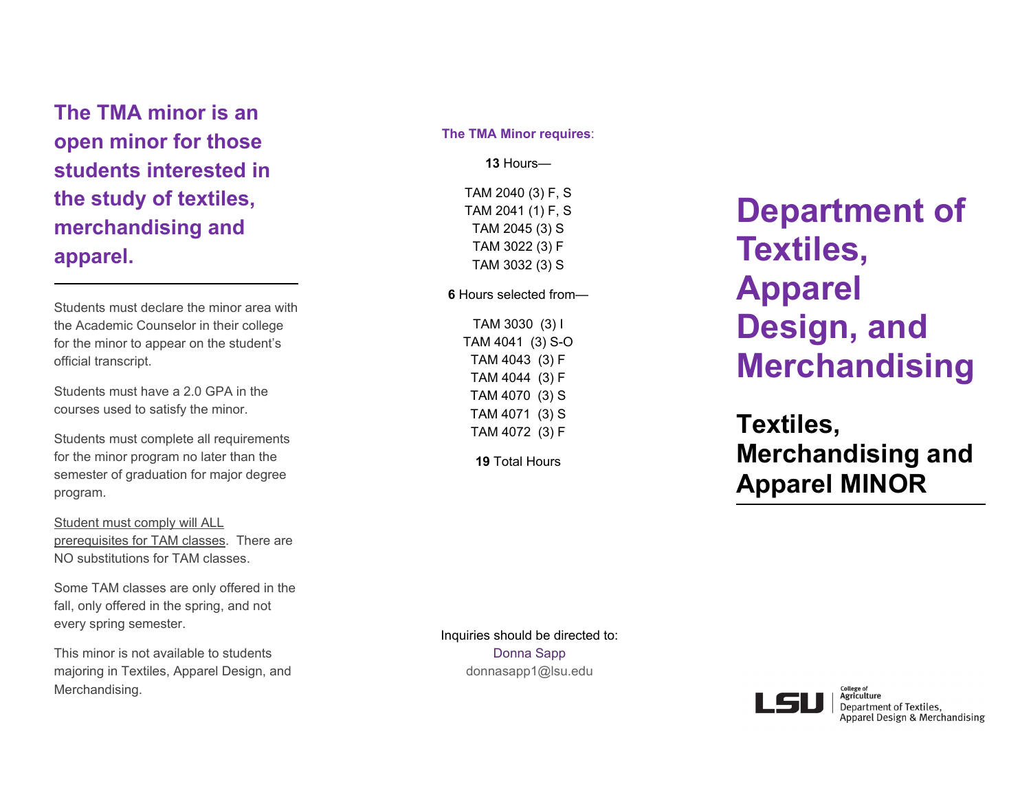# Department of Textiles, Apparel Design, and Merchandising

## Textiles, Merchandising and Apparel MINOR

**The TMA minor is an open minor for those students interested in the study of textiles, merchandising and apparel.**

---

Students must declare the minor area with the Academic Counselor in their college for the minor to appear on the student's official transcript.

Students must have a 2.0 GPA in the courses used to satisfy the minor.

Students must complete all requirements for the minor program no later than the semester of graduation for major degree program.

Student must comply will ALL prerequisites for TAM classes. There are NO substitutions for TAM classes.

Some TAM classes are only offered in the fall, only offered in the spring, and not every spring semester.

This minor is not available to students majoring in Textiles, Apparel Design, and Merchandising.

**The TMA Minor requires**:

**13** Hours—

TAM 2040 (3) F, S
TAM 2041 (1) F, S
TAM 2045 (3) S
TAM 3022 (3) F
TAM 3032 (3) S

**6** Hours selected from—

TAM 3030 (3) I
TAM 4041 (3) S-O
TAM 4043 (3) F
TAM 4044 (3) F
TAM 4070 (3) S
TAM 4071 (3) S
TAM 4072 (3) F

**19** Total Hours

Inquiries should be directed to:
Donna Sapp
donnasapp1@lsu.edu

LSU | College of Agriculture
Department of Textiles, Apparel Design & Merchandising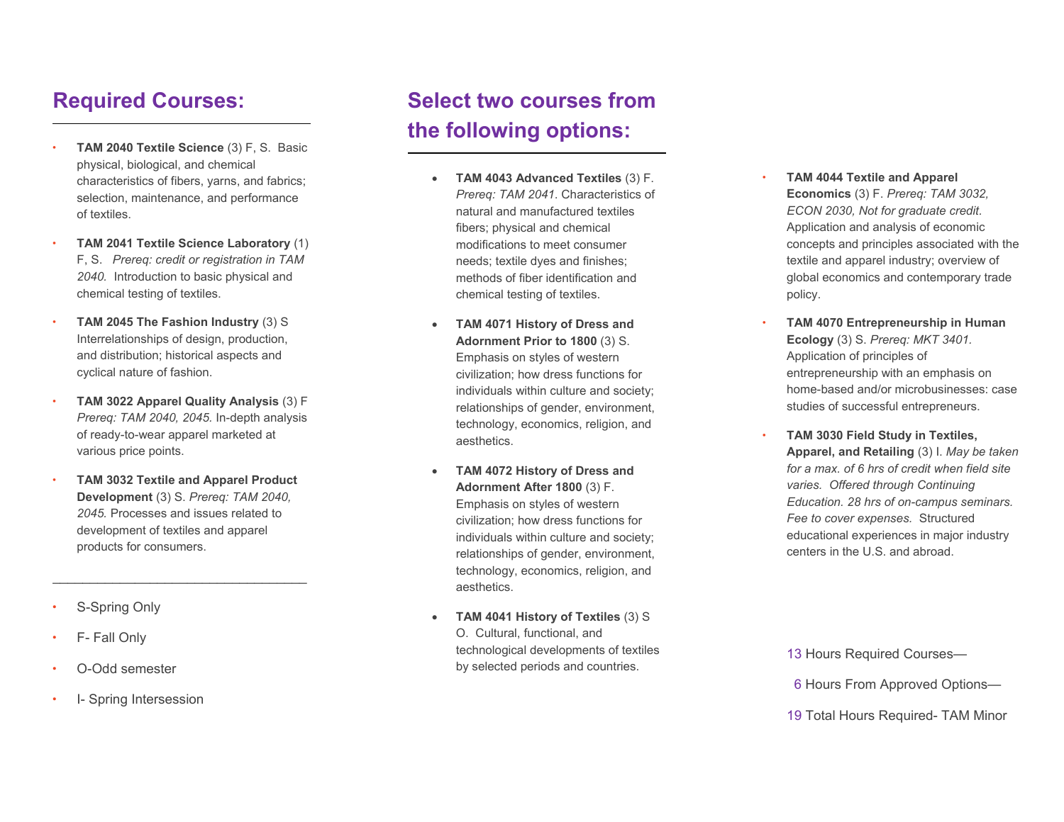## Required Courses:

- **TAM 2040 Textile Science** (3) F, S. Basic physical, biological, and chemical characteristics of fibers, yarns, and fabrics; selection, maintenance, and performance of textiles.
- **TAM 2041 Textile Science Laboratory** (1) F, S. *Prereq: credit or registration in TAM 2040.* Introduction to basic physical and chemical testing of textiles.
- **TAM 2045 The Fashion Industry** (3) S Interrelationships of design, production, and distribution; historical aspects and cyclical nature of fashion.
- **TAM 3022 Apparel Quality Analysis** (3) F *Prereq: TAM 2040, 2045.* In-depth analysis of ready-to-wear apparel marketed at various price points.
- **TAM 3032 Textile and Apparel Product Development** (3) S. *Prereq: TAM 2040, 2045.* Processes and issues related to development of textiles and apparel products for consumers.

---

- S-Spring Only
- F- Fall Only
- O-Odd semester
- I- Spring Intersession

## Select two courses from the following options:

- **TAM 4043 Advanced Textiles** (3) F. *Prereq: TAM 2041.* Characteristics of natural and manufactured textiles fibers; physical and chemical modifications to meet consumer needs; textile dyes and finishes; methods of fiber identification and chemical testing of textiles.
- **TAM 4071 History of Dress and Adornment Prior to 1800** (3) S. Emphasis on styles of western civilization; how dress functions for individuals within culture and society; relationships of gender, environment, technology, economics, religion, and aesthetics.
- **TAM 4072 History of Dress and Adornment After 1800** (3) F. Emphasis on styles of western civilization; how dress functions for individuals within culture and society; relationships of gender, environment, technology, economics, religion, and aesthetics.
- **TAM 4041 History of Textiles** (3) S O. Cultural, functional, and technological developments of textiles by selected periods and countries.
- **TAM 4044 Textile and Apparel Economics** (3) F. *Prereq: TAM 3032, ECON 2030, Not for graduate credit.* Application and analysis of economic concepts and principles associated with the textile and apparel industry; overview of global economics and contemporary trade policy.
- **TAM 4070 Entrepreneurship in Human Ecology** (3) S. *Prereq: MKT 3401.* Application of principles of entrepreneurship with an emphasis on home-based and/or microbusinesses: case studies of successful entrepreneurs.
- **TAM 3030 Field Study in Textiles, Apparel, and Retailing** (3) I. *May be taken for a max. of 6 hrs of credit when field site varies. Offered through Continuing Education. 28 hrs of on-campus seminars. Fee to cover expenses.* Structured educational experiences in major industry centers in the U.S. and abroad.

13 Hours Required Courses—

6 Hours From Approved Options—

19 Total Hours Required- TAM Minor